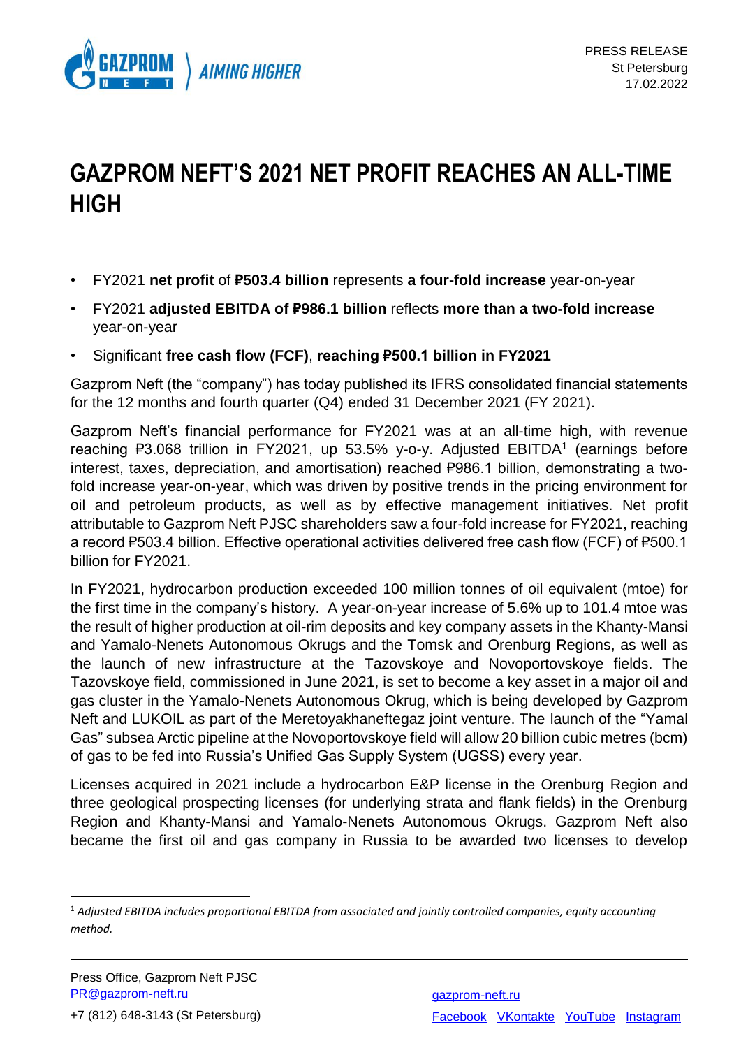PRESS RELEASE
St Petersburg
17.02.2022

# GAZPROM NEFT'S 2021 NET PROFIT REACHES AN ALL-TIME HIGH

- FY2021 **net profit** of **₽503.4 billion** represents **a four-fold increase** year-on-year
- FY2021 **adjusted EBITDA of ₽986.1 billion** reflects **more than a two-fold increase** year-on-year
- Significant **free cash flow (FCF)**, **reaching ₽500.1 billion in FY2021**

Gazprom Neft (the "company") has today published its IFRS consolidated financial statements for the 12 months and fourth quarter (Q4) ended 31 December 2021 (FY 2021).

Gazprom Neft's financial performance for FY2021 was at an all-time high, with revenue reaching ₽3.068 trillion in FY2021, up 53.5% y-o-y. Adjusted EBITDA[1] (earnings before interest, taxes, depreciation, and amortisation) reached ₽986.1 billion, demonstrating a two-fold increase year-on-year, which was driven by positive trends in the pricing environment for oil and petroleum products, as well as by effective management initiatives. Net profit attributable to Gazprom Neft PJSC shareholders saw a four-fold increase for FY2021, reaching a record ₽503.4 billion. Effective operational activities delivered free cash flow (FCF) of ₽500.1 billion for FY2021.

In FY2021, hydrocarbon production exceeded 100 million tonnes of oil equivalent (mtoe) for the first time in the company's history. A year-on-year increase of 5.6% up to 101.4 mtoe was the result of higher production at oil-rim deposits and key company assets in the Khanty-Mansi and Yamalo-Nenets Autonomous Okrugs and the Tomsk and Orenburg Regions, as well as the launch of new infrastructure at the Tazovskoye and Novoportovskoye fields. The Tazovskoye field, commissioned in June 2021, is set to become a key asset in a major oil and gas cluster in the Yamalo-Nenets Autonomous Okrug, which is being developed by Gazprom Neft and LUKOIL as part of the Meretoyakhaneftegaz joint venture. The launch of the "Yamal Gas" subsea Arctic pipeline at the Novoportovskoye field will allow 20 billion cubic metres (bcm) of gas to be fed into Russia's Unified Gas Supply System (UGSS) every year.

Licenses acquired in 2021 include a hydrocarbon E&P license in the Orenburg Region and three geological prospecting licenses (for underlying strata and flank fields) in the Orenburg Region and Khanty-Mansi and Yamalo-Nenets Autonomous Okrugs. Gazprom Neft also became the first oil and gas company in Russia to be awarded two licenses to develop

[1] *Adjusted EBITDA includes proportional EBITDA from associated and jointly controlled companies, equity accounting method.*

Press Office, Gazprom Neft PJSC
PR@gazprom-neft.ru
+7 (812) 648-3143 (St Petersburg)

gazprom-neft.ru
Facebook VKontakte YouTube Instagram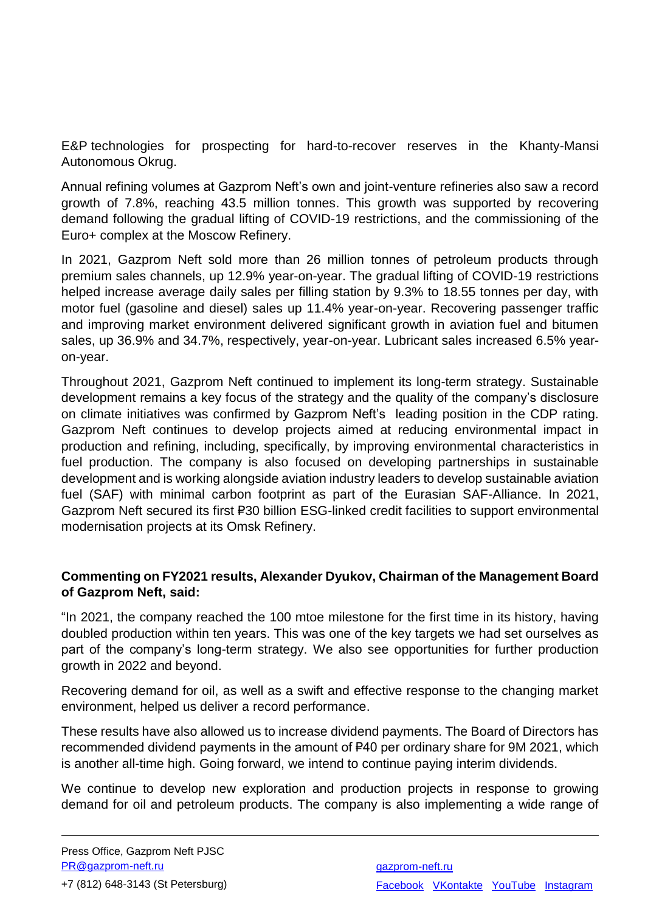E&P technologies for prospecting for hard-to-recover reserves in the Khanty-Mansi Autonomous Okrug.

Annual refining volumes at Gazprom Neft's own and joint-venture refineries also saw a record growth of 7.8%, reaching 43.5 million tonnes. This growth was supported by recovering demand following the gradual lifting of COVID-19 restrictions, and the commissioning of the Euro+ complex at the Moscow Refinery.

In 2021, Gazprom Neft sold more than 26 million tonnes of petroleum products through premium sales channels, up 12.9% year-on-year. The gradual lifting of COVID-19 restrictions helped increase average daily sales per filling station by 9.3% to 18.55 tonnes per day, with motor fuel (gasoline and diesel) sales up 11.4% year-on-year. Recovering passenger traffic and improving market environment delivered significant growth in aviation fuel and bitumen sales, up 36.9% and 34.7%, respectively, year-on-year. Lubricant sales increased 6.5% year-on-year.

Throughout 2021, Gazprom Neft continued to implement its long-term strategy. Sustainable development remains a key focus of the strategy and the quality of the company's disclosure on climate initiatives was confirmed by Gazprom Neft's leading position in the CDP rating. Gazprom Neft continues to develop projects aimed at reducing environmental impact in production and refining, including, specifically, by improving environmental characteristics in fuel production. The company is also focused on developing partnerships in sustainable development and is working alongside aviation industry leaders to develop sustainable aviation fuel (SAF) with minimal carbon footprint as part of the Eurasian SAF-Alliance. In 2021, Gazprom Neft secured its first ₽30 billion ESG-linked credit facilities to support environmental modernisation projects at its Omsk Refinery.

**Commenting on FY2021 results, Alexander Dyukov, Chairman of the Management Board of Gazprom Neft, said:**

"In 2021, the company reached the 100 mtoe milestone for the first time in its history, having doubled production within ten years. This was one of the key targets we had set ourselves as part of the company's long-term strategy. We also see opportunities for further production growth in 2022 and beyond.

Recovering demand for oil, as well as a swift and effective response to the changing market environment, helped us deliver a record performance.

These results have also allowed us to increase dividend payments. The Board of Directors has recommended dividend payments in the amount of ₽40 per ordinary share for 9M 2021, which is another all-time high. Going forward, we intend to continue paying interim dividends.

We continue to develop new exploration and production projects in response to growing demand for oil and petroleum products. The company is also implementing a wide range of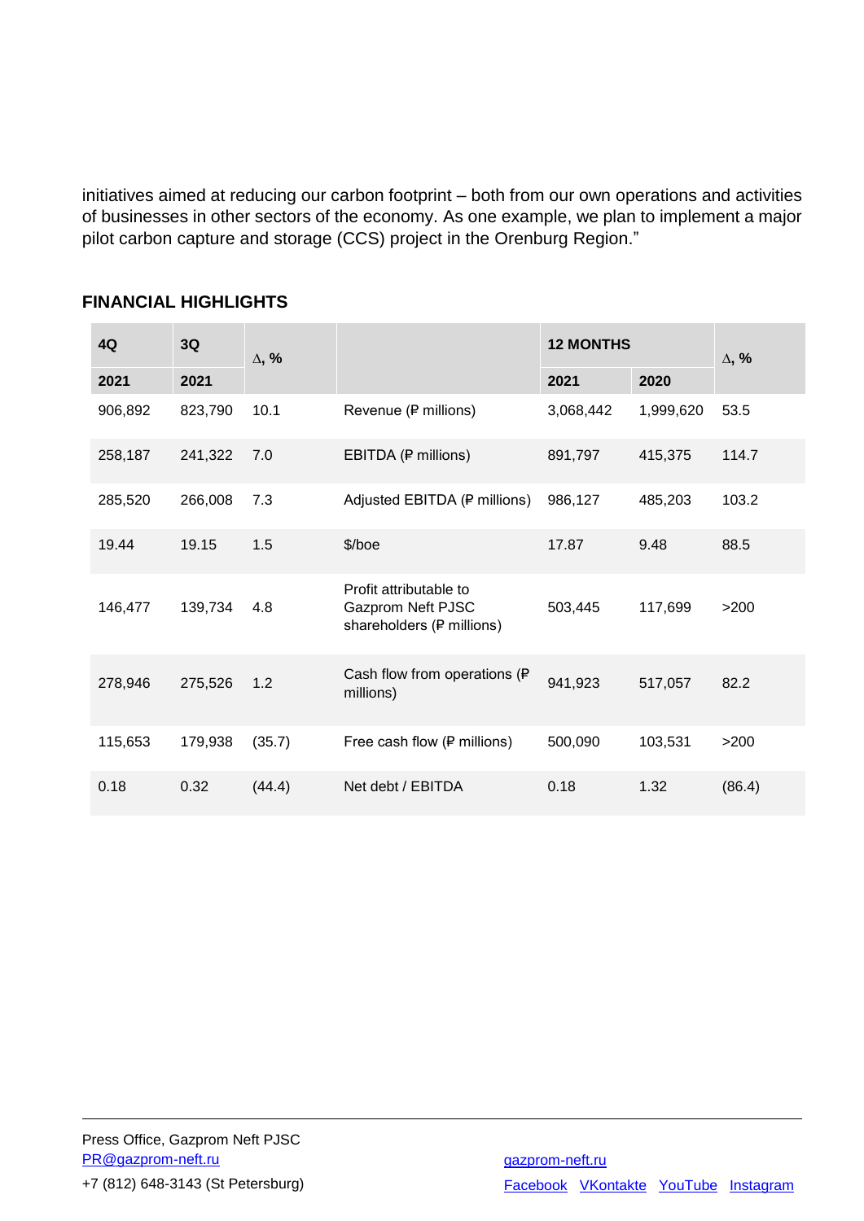initiatives aimed at reducing our carbon footprint – both from our own operations and activities of businesses in other sectors of the economy. As one example, we plan to implement a major pilot carbon capture and storage (CCS) project in the Orenburg Region."

## FINANCIAL HIGHLIGHTS

| 4Q | 3Q | ∆, % | | 12 MONTHS | | ∆, % |
|---|---|---|---|---|---|---|
| **2021** | **2021** | | | **2021** | **2020** | |
| 906,892 | 823,790 | 10.1 | Revenue (₽ millions) | 3,068,442 | 1,999,620 | 53.5 |
| 258,187 | 241,322 | 7.0 | EBITDA (₽ millions) | 891,797 | 415,375 | 114.7 |
| 285,520 | 266,008 | 7.3 | Adjusted EBITDA (₽ millions) | 986,127 | 485,203 | 103.2 |
| 19.44 | 19.15 | 1.5 | $/boe | 17.87 | 9.48 | 88.5 |
| 146,477 | 139,734 | 4.8 | Profit attributable to Gazprom Neft PJSC shareholders (₽ millions) | 503,445 | 117,699 | >200 |
| 278,946 | 275,526 | 1.2 | Cash flow from operations (₽ millions) | 941,923 | 517,057 | 82.2 |
| 115,653 | 179,938 | (35.7) | Free cash flow (₽ millions) | 500,090 | 103,531 | >200 |
| 0.18 | 0.32 | (44.4) | Net debt / EBITDA | 0.18 | 1.32 | (86.4) |

Press Office, Gazprom Neft PJSC
PR@gazprom-neft.ru
+7 (812) 648-3143 (St Petersburg)

gazprom-neft.ru
Facebook VKontakte YouTube Instagram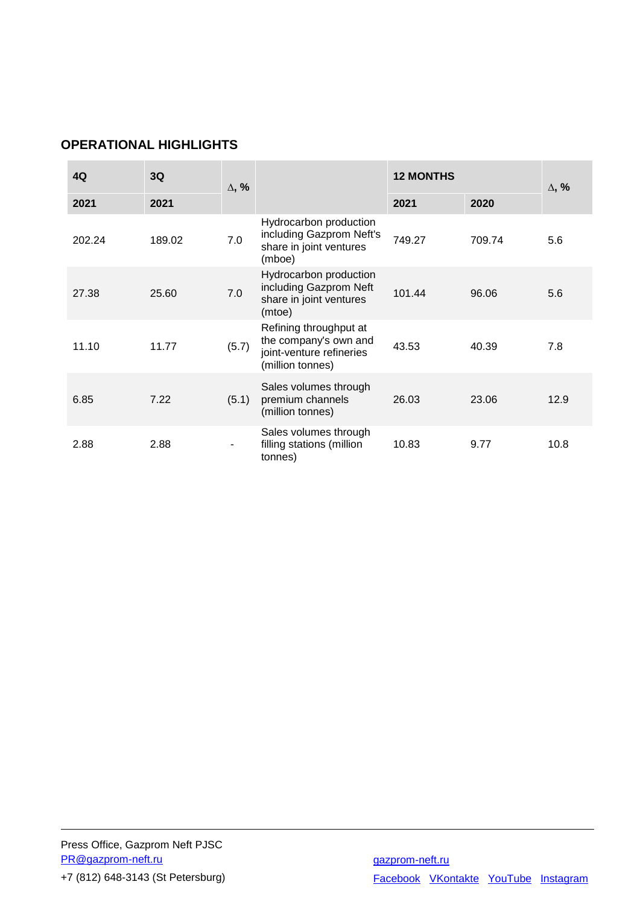## OPERATIONAL HIGHLIGHTS

| 4Q | 3Q | ∆, % | | 12 MONTHS | | ∆, % |
|---|---|---|---|---|---|---|
| 2021 | 2021 | | | 2021 | 2020 | |
| 202.24 | 189.02 | 7.0 | Hydrocarbon production including Gazprom Neft's share in joint ventures (mboe) | 749.27 | 709.74 | 5.6 |
| 27.38 | 25.60 | 7.0 | Hydrocarbon production including Gazprom Neft share in joint ventures (mtoe) | 101.44 | 96.06 | 5.6 |
| 11.10 | 11.77 | (5.7) | Refining throughput at the company's own and joint-venture refineries (million tonnes) | 43.53 | 40.39 | 7.8 |
| 6.85 | 7.22 | (5.1) | Sales volumes through premium channels (million tonnes) | 26.03 | 23.06 | 12.9 |
| 2.88 | 2.88 | - | Sales volumes through filling stations (million tonnes) | 10.83 | 9.77 | 10.8 |

Press Office, Gazprom Neft PJSC
PR@gazprom-neft.ru
+7 (812) 648-3143 (St Petersburg)

gazprom-neft.ru
Facebook VKontakte YouTube Instagram